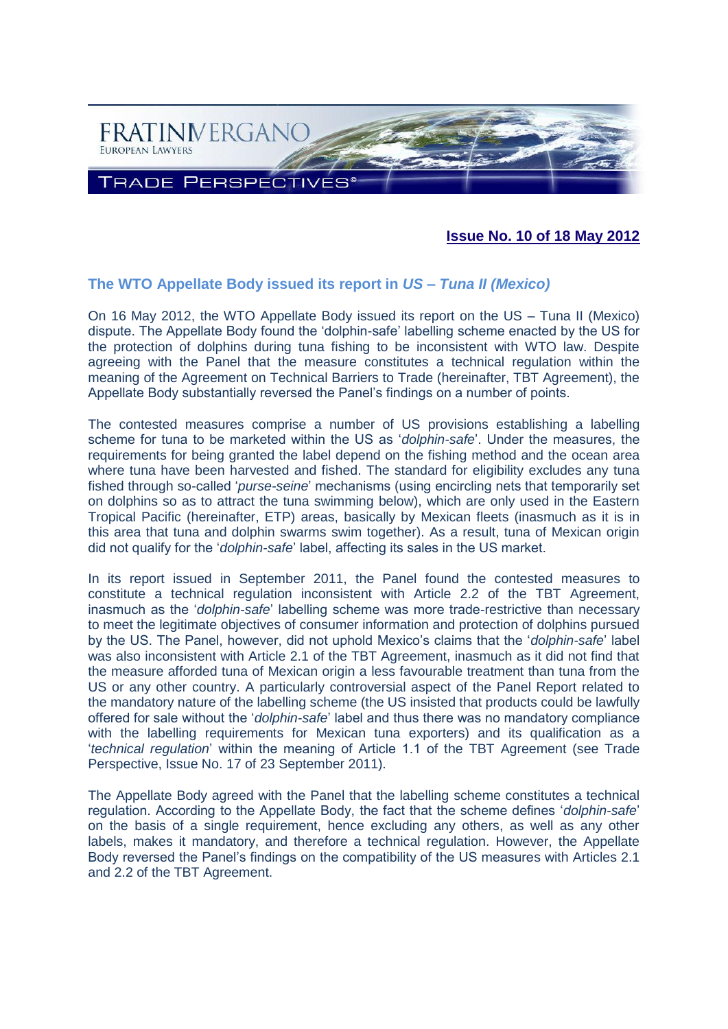FRATINIVERGANO
EUROPEAN LAWYERS

TRADE PERSPECTIVES®

**Issue No. 10 of 18 May 2012**

## The WTO Appellate Body issued its report in *US – Tuna II (Mexico)*

On 16 May 2012, the WTO Appellate Body issued its report on the US – Tuna II (Mexico) dispute. The Appellate Body found the 'dolphin-safe' labelling scheme enacted by the US for the protection of dolphins during tuna fishing to be inconsistent with WTO law. Despite agreeing with the Panel that the measure constitutes a technical regulation within the meaning of the Agreement on Technical Barriers to Trade (hereinafter, TBT Agreement), the Appellate Body substantially reversed the Panel's findings on a number of points.

The contested measures comprise a number of US provisions establishing a labelling scheme for tuna to be marketed within the US as '*dolphin-safe*'. Under the measures, the requirements for being granted the label depend on the fishing method and the ocean area where tuna have been harvested and fished. The standard for eligibility excludes any tuna fished through so-called '*purse-seine*' mechanisms (using encircling nets that temporarily set on dolphins so as to attract the tuna swimming below), which are only used in the Eastern Tropical Pacific (hereinafter, ETP) areas, basically by Mexican fleets (inasmuch as it is in this area that tuna and dolphin swarms swim together). As a result, tuna of Mexican origin did not qualify for the '*dolphin-safe*' label, affecting its sales in the US market.

In its report issued in September 2011, the Panel found the contested measures to constitute a technical regulation inconsistent with Article 2.2 of the TBT Agreement, inasmuch as the '*dolphin-safe*' labelling scheme was more trade-restrictive than necessary to meet the legitimate objectives of consumer information and protection of dolphins pursued by the US. The Panel, however, did not uphold Mexico's claims that the '*dolphin-safe*' label was also inconsistent with Article 2.1 of the TBT Agreement, inasmuch as it did not find that the measure afforded tuna of Mexican origin a less favourable treatment than tuna from the US or any other country. A particularly controversial aspect of the Panel Report related to the mandatory nature of the labelling scheme (the US insisted that products could be lawfully offered for sale without the '*dolphin-safe*' label and thus there was no mandatory compliance with the labelling requirements for Mexican tuna exporters) and its qualification as a '*technical regulation*' within the meaning of Article 1.1 of the TBT Agreement (see Trade Perspective, Issue No. 17 of 23 September 2011).

The Appellate Body agreed with the Panel that the labelling scheme constitutes a technical regulation. According to the Appellate Body, the fact that the scheme defines '*dolphin-safe*' on the basis of a single requirement, hence excluding any others, as well as any other labels, makes it mandatory, and therefore a technical regulation. However, the Appellate Body reversed the Panel's findings on the compatibility of the US measures with Articles 2.1 and 2.2 of the TBT Agreement.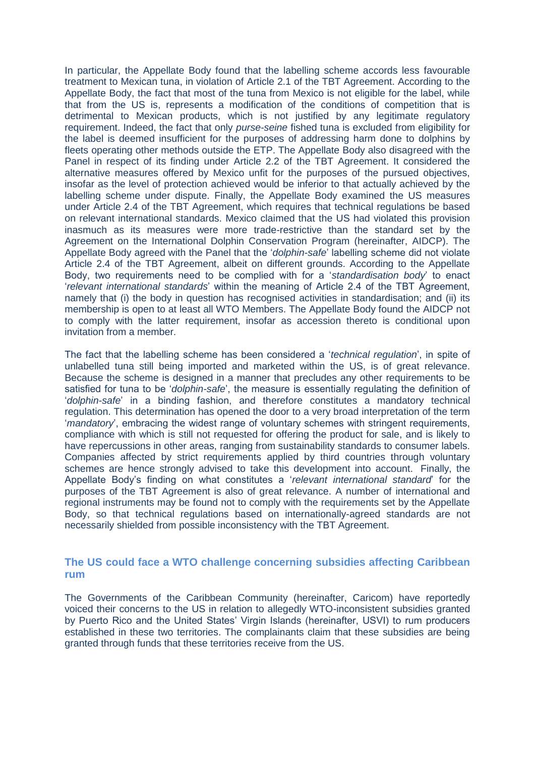In particular, the Appellate Body found that the labelling scheme accords less favourable treatment to Mexican tuna, in violation of Article 2.1 of the TBT Agreement. According to the Appellate Body, the fact that most of the tuna from Mexico is not eligible for the label, while that from the US is, represents a modification of the conditions of competition that is detrimental to Mexican products, which is not justified by any legitimate regulatory requirement. Indeed, the fact that only *purse-seine* fished tuna is excluded from eligibility for the label is deemed insufficient for the purposes of addressing harm done to dolphins by fleets operating other methods outside the ETP. The Appellate Body also disagreed with the Panel in respect of its finding under Article 2.2 of the TBT Agreement. It considered the alternative measures offered by Mexico unfit for the purposes of the pursued objectives, insofar as the level of protection achieved would be inferior to that actually achieved by the labelling scheme under dispute. Finally, the Appellate Body examined the US measures under Article 2.4 of the TBT Agreement, which requires that technical regulations be based on relevant international standards. Mexico claimed that the US had violated this provision inasmuch as its measures were more trade-restrictive than the standard set by the Agreement on the International Dolphin Conservation Program (hereinafter, AIDCP). The Appellate Body agreed with the Panel that the '*dolphin-safe*' labelling scheme did not violate Article 2.4 of the TBT Agreement, albeit on different grounds. According to the Appellate Body, two requirements need to be complied with for a '*standardisation body*' to enact '*relevant international standards*' within the meaning of Article 2.4 of the TBT Agreement, namely that (i) the body in question has recognised activities in standardisation; and (ii) its membership is open to at least all WTO Members. The Appellate Body found the AIDCP not to comply with the latter requirement, insofar as accession thereto is conditional upon invitation from a member.

The fact that the labelling scheme has been considered a '*technical regulation*', in spite of unlabelled tuna still being imported and marketed within the US, is of great relevance. Because the scheme is designed in a manner that precludes any other requirements to be satisfied for tuna to be '*dolphin-safe*', the measure is essentially regulating the definition of '*dolphin-safe*' in a binding fashion, and therefore constitutes a mandatory technical regulation. This determination has opened the door to a very broad interpretation of the term '*mandatory*', embracing the widest range of voluntary schemes with stringent requirements, compliance with which is still not requested for offering the product for sale, and is likely to have repercussions in other areas, ranging from sustainability standards to consumer labels. Companies affected by strict requirements applied by third countries through voluntary schemes are hence strongly advised to take this development into account. Finally, the Appellate Body's finding on what constitutes a '*relevant international standard*' for the purposes of the TBT Agreement is also of great relevance. A number of international and regional instruments may be found not to comply with the requirements set by the Appellate Body, so that technical regulations based on internationally-agreed standards are not necessarily shielded from possible inconsistency with the TBT Agreement.

## The US could face a WTO challenge concerning subsidies affecting Caribbean rum

The Governments of the Caribbean Community (hereinafter, Caricom) have reportedly voiced their concerns to the US in relation to allegedly WTO-inconsistent subsidies granted by Puerto Rico and the United States' Virgin Islands (hereinafter, USVI) to rum producers established in these two territories. The complainants claim that these subsidies are being granted through funds that these territories receive from the US.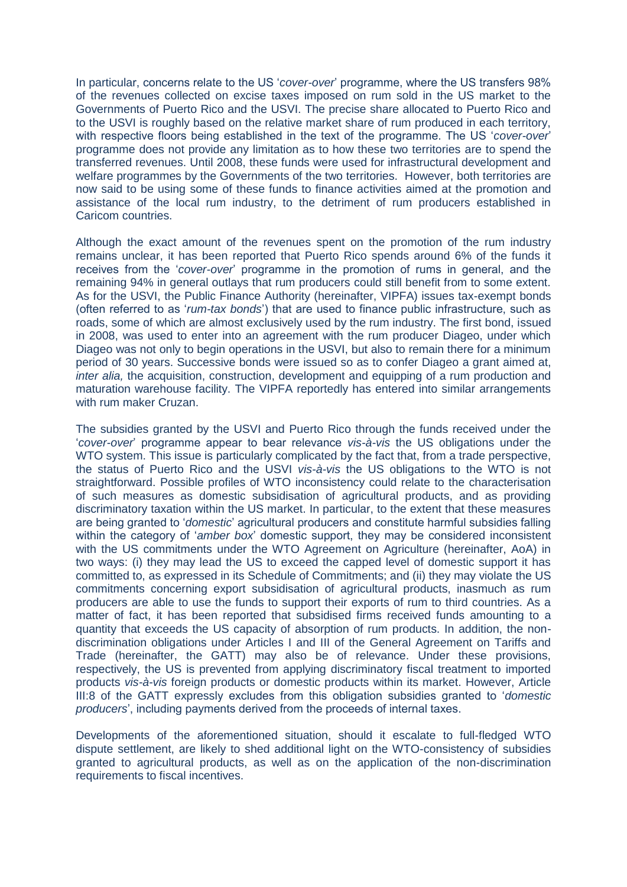In particular, concerns relate to the US '*cover-over*' programme, where the US transfers 98% of the revenues collected on excise taxes imposed on rum sold in the US market to the Governments of Puerto Rico and the USVI. The precise share allocated to Puerto Rico and to the USVI is roughly based on the relative market share of rum produced in each territory, with respective floors being established in the text of the programme. The US '*cover-over*' programme does not provide any limitation as to how these two territories are to spend the transferred revenues. Until 2008, these funds were used for infrastructural development and welfare programmes by the Governments of the two territories. However, both territories are now said to be using some of these funds to finance activities aimed at the promotion and assistance of the local rum industry, to the detriment of rum producers established in Caricom countries.

Although the exact amount of the revenues spent on the promotion of the rum industry remains unclear, it has been reported that Puerto Rico spends around 6% of the funds it receives from the '*cover-over*' programme in the promotion of rums in general, and the remaining 94% in general outlays that rum producers could still benefit from to some extent. As for the USVI, the Public Finance Authority (hereinafter, VIPFA) issues tax-exempt bonds (often referred to as '*rum-tax bonds*') that are used to finance public infrastructure, such as roads, some of which are almost exclusively used by the rum industry. The first bond, issued in 2008, was used to enter into an agreement with the rum producer Diageo, under which Diageo was not only to begin operations in the USVI, but also to remain there for a minimum period of 30 years. Successive bonds were issued so as to confer Diageo a grant aimed at, *inter alia,* the acquisition, construction, development and equipping of a rum production and maturation warehouse facility. The VIPFA reportedly has entered into similar arrangements with rum maker Cruzan.

The subsidies granted by the USVI and Puerto Rico through the funds received under the '*cover-over*' programme appear to bear relevance *vis-à-vis* the US obligations under the WTO system. This issue is particularly complicated by the fact that, from a trade perspective, the status of Puerto Rico and the USVI *vis-à-vis* the US obligations to the WTO is not straightforward. Possible profiles of WTO inconsistency could relate to the characterisation of such measures as domestic subsidisation of agricultural products, and as providing discriminatory taxation within the US market. In particular, to the extent that these measures are being granted to '*domestic*' agricultural producers and constitute harmful subsidies falling within the category of '*amber box*' domestic support, they may be considered inconsistent with the US commitments under the WTO Agreement on Agriculture (hereinafter, AoA) in two ways: (i) they may lead the US to exceed the capped level of domestic support it has committed to, as expressed in its Schedule of Commitments; and (ii) they may violate the US commitments concerning export subsidisation of agricultural products, inasmuch as rum producers are able to use the funds to support their exports of rum to third countries. As a matter of fact, it has been reported that subsidised firms received funds amounting to a quantity that exceeds the US capacity of absorption of rum products. In addition, the non-discrimination obligations under Articles I and III of the General Agreement on Tariffs and Trade (hereinafter, the GATT) may also be of relevance. Under these provisions, respectively, the US is prevented from applying discriminatory fiscal treatment to imported products *vis-à-vis* foreign products or domestic products within its market. However, Article III:8 of the GATT expressly excludes from this obligation subsidies granted to '*domestic producers*', including payments derived from the proceeds of internal taxes.

Developments of the aforementioned situation, should it escalate to full-fledged WTO dispute settlement, are likely to shed additional light on the WTO-consistency of subsidies granted to agricultural products, as well as on the application of the non-discrimination requirements to fiscal incentives.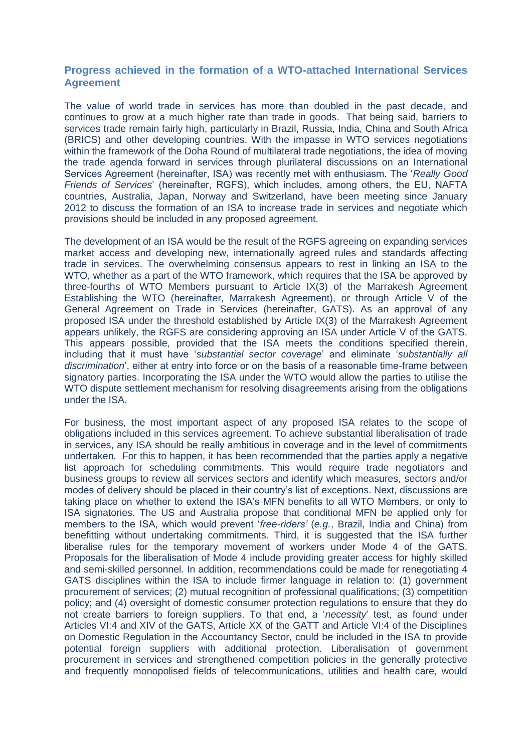## Progress achieved in the formation of a WTO-attached International Services Agreement

The value of world trade in services has more than doubled in the past decade, and continues to grow at a much higher rate than trade in goods. That being said, barriers to services trade remain fairly high, particularly in Brazil, Russia, India, China and South Africa (BRICS) and other developing countries. With the impasse in WTO services negotiations within the framework of the Doha Round of multilateral trade negotiations, the idea of moving the trade agenda forward in services through plurilateral discussions on an International Services Agreement (hereinafter, ISA) was recently met with enthusiasm. The '*Really Good Friends of Services*' (hereinafter, RGFS), which includes, among others, the EU, NAFTA countries, Australia, Japan, Norway and Switzerland, have been meeting since January 2012 to discuss the formation of an ISA to increase trade in services and negotiate which provisions should be included in any proposed agreement.

The development of an ISA would be the result of the RGFS agreeing on expanding services market access and developing new, internationally agreed rules and standards affecting trade in services. The overwhelming consensus appears to rest in linking an ISA to the WTO, whether as a part of the WTO framework, which requires that the ISA be approved by three-fourths of WTO Members pursuant to Article IX(3) of the Marrakesh Agreement Establishing the WTO (hereinafter, Marrakesh Agreement), or through Article V of the General Agreement on Trade in Services (hereinafter, GATS). As an approval of any proposed ISA under the threshold established by Article IX(3) of the Marrakesh Agreement appears unlikely, the RGFS are considering approving an ISA under Article V of the GATS. This appears possible, provided that the ISA meets the conditions specified therein, including that it must have '*substantial sector coverage*' and eliminate '*substantially all discrimination*', either at entry into force or on the basis of a reasonable time-frame between signatory parties. Incorporating the ISA under the WTO would allow the parties to utilise the WTO dispute settlement mechanism for resolving disagreements arising from the obligations under the ISA.

For business, the most important aspect of any proposed ISA relates to the scope of obligations included in this services agreement. To achieve substantial liberalisation of trade in services, any ISA should be really ambitious in coverage and in the level of commitments undertaken. For this to happen, it has been recommended that the parties apply a negative list approach for scheduling commitments. This would require trade negotiators and business groups to review all services sectors and identify which measures, sectors and/or modes of delivery should be placed in their country's list of exceptions. Next, discussions are taking place on whether to extend the ISA's MFN benefits to all WTO Members, or only to ISA signatories. The US and Australia propose that conditional MFN be applied only for members to the ISA, which would prevent '*free-riders'* (*e.g.*, Brazil, India and China) from benefitting without undertaking commitments. Third, it is suggested that the ISA further liberalise rules for the temporary movement of workers under Mode 4 of the GATS. Proposals for the liberalisation of Mode 4 include providing greater access for highly skilled and semi-skilled personnel. In addition, recommendations could be made for renegotiating 4 GATS disciplines within the ISA to include firmer language in relation to: (1) government procurement of services; (2) mutual recognition of professional qualifications; (3) competition policy; and (4) oversight of domestic consumer protection regulations to ensure that they do not create barriers to foreign suppliers. To that end, a '*necessity*' test, as found under Articles VI:4 and XIV of the GATS, Article XX of the GATT and Article VI:4 of the Disciplines on Domestic Regulation in the Accountancy Sector, could be included in the ISA to provide potential foreign suppliers with additional protection. Liberalisation of government procurement in services and strengthened competition policies in the generally protective and frequently monopolised fields of telecommunications, utilities and health care, would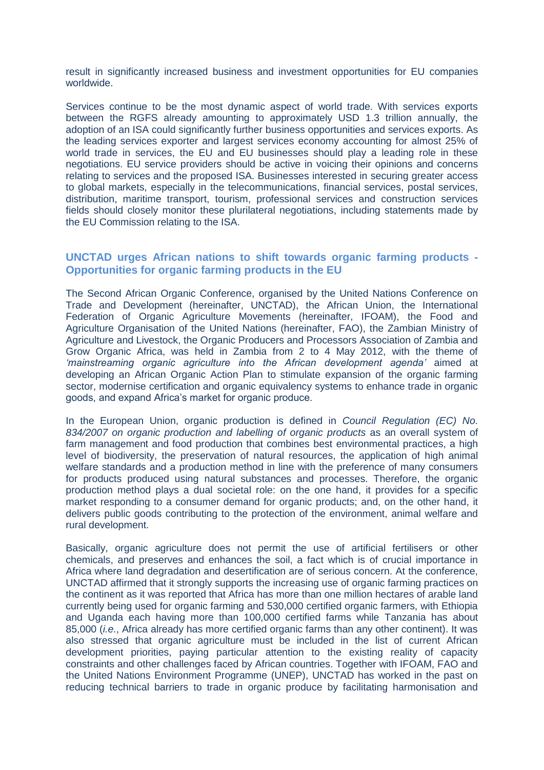result in significantly increased business and investment opportunities for EU companies worldwide.

Services continue to be the most dynamic aspect of world trade. With services exports between the RGFS already amounting to approximately USD 1.3 trillion annually, the adoption of an ISA could significantly further business opportunities and services exports. As the leading services exporter and largest services economy accounting for almost 25% of world trade in services, the EU and EU businesses should play a leading role in these negotiations. EU service providers should be active in voicing their opinions and concerns relating to services and the proposed ISA. Businesses interested in securing greater access to global markets, especially in the telecommunications, financial services, postal services, distribution, maritime transport, tourism, professional services and construction services fields should closely monitor these plurilateral negotiations, including statements made by the EU Commission relating to the ISA.

## UNCTAD urges African nations to shift towards organic farming products - Opportunities for organic farming products in the EU

The Second African Organic Conference, organised by the United Nations Conference on Trade and Development (hereinafter, UNCTAD), the African Union, the International Federation of Organic Agriculture Movements (hereinafter, IFOAM), the Food and Agriculture Organisation of the United Nations (hereinafter, FAO), the Zambian Ministry of Agriculture and Livestock, the Organic Producers and Processors Association of Zambia and Grow Organic Africa, was held in Zambia from 2 to 4 May 2012, with the theme of *'mainstreaming organic agriculture into the African development agenda'* aimed at developing an African Organic Action Plan to stimulate expansion of the organic farming sector, modernise certification and organic equivalency systems to enhance trade in organic goods, and expand Africa's market for organic produce.

In the European Union, organic production is defined in *Council Regulation (EC) No. 834/2007 on organic production and labelling of organic products* as an overall system of farm management and food production that combines best environmental practices, a high level of biodiversity, the preservation of natural resources, the application of high animal welfare standards and a production method in line with the preference of many consumers for products produced using natural substances and processes. Therefore, the organic production method plays a dual societal role: on the one hand, it provides for a specific market responding to a consumer demand for organic products; and, on the other hand, it delivers public goods contributing to the protection of the environment, animal welfare and rural development.

Basically, organic agriculture does not permit the use of artificial fertilisers or other chemicals, and preserves and enhances the soil, a fact which is of crucial importance in Africa where land degradation and desertification are of serious concern. At the conference, UNCTAD affirmed that it strongly supports the increasing use of organic farming practices on the continent as it was reported that Africa has more than one million hectares of arable land currently being used for organic farming and 530,000 certified organic farmers, with Ethiopia and Uganda each having more than 100,000 certified farms while Tanzania has about 85,000 (*i.e.*, Africa already has more certified organic farms than any other continent). It was also stressed that organic agriculture must be included in the list of current African development priorities, paying particular attention to the existing reality of capacity constraints and other challenges faced by African countries. Together with IFOAM, FAO and the United Nations Environment Programme (UNEP), UNCTAD has worked in the past on reducing technical barriers to trade in organic produce by facilitating harmonisation and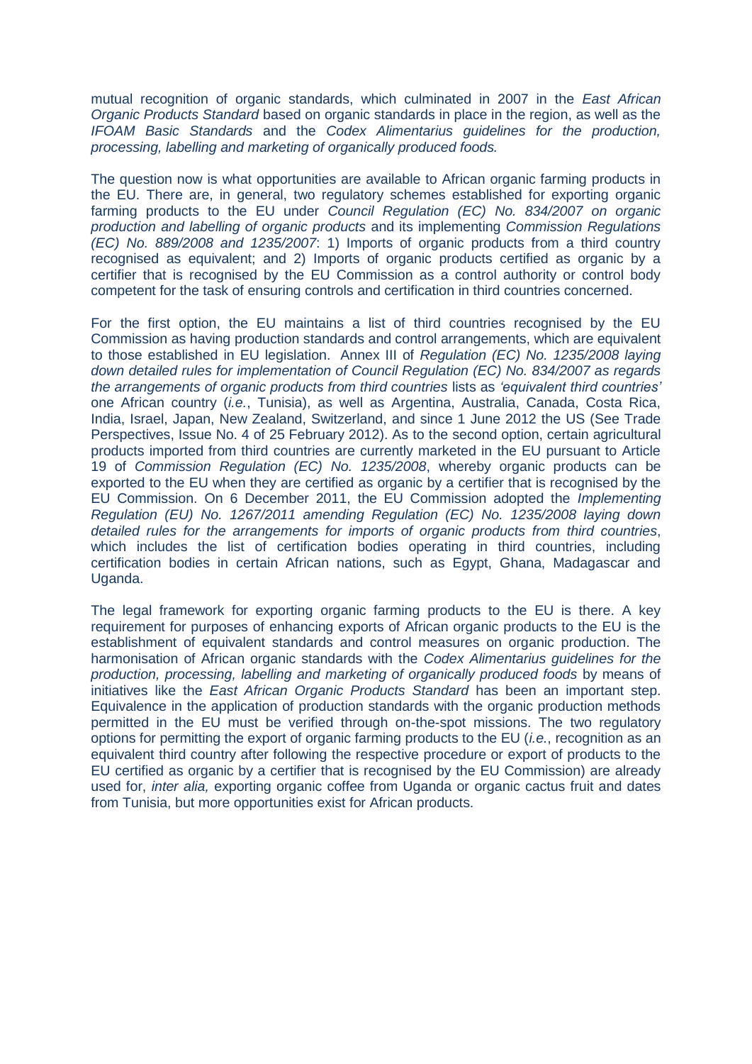mutual recognition of organic standards, which culminated in 2007 in the *East African Organic Products Standard* based on organic standards in place in the region, as well as the *IFOAM Basic Standards* and the *Codex Alimentarius guidelines for the production, processing, labelling and marketing of organically produced foods.*

The question now is what opportunities are available to African organic farming products in the EU. There are, in general, two regulatory schemes established for exporting organic farming products to the EU under *Council Regulation (EC) No. 834/2007 on organic production and labelling of organic products* and its implementing *Commission Regulations (EC) No. 889/2008 and 1235/2007*: 1) Imports of organic products from a third country recognised as equivalent; and 2) Imports of organic products certified as organic by a certifier that is recognised by the EU Commission as a control authority or control body competent for the task of ensuring controls and certification in third countries concerned.

For the first option, the EU maintains a list of third countries recognised by the EU Commission as having production standards and control arrangements, which are equivalent to those established in EU legislation. Annex III of *Regulation (EC) No. 1235/2008 laying down detailed rules for implementation of Council Regulation (EC) No. 834/2007 as regards the arrangements of organic products from third countries* lists as *'equivalent third countries'* one African country (*i.e.*, Tunisia), as well as Argentina, Australia, Canada, Costa Rica, India, Israel, Japan, New Zealand, Switzerland, and since 1 June 2012 the US (See Trade Perspectives, Issue No. 4 of 25 February 2012). As to the second option, certain agricultural products imported from third countries are currently marketed in the EU pursuant to Article 19 of *Commission Regulation (EC) No. 1235/2008*, whereby organic products can be exported to the EU when they are certified as organic by a certifier that is recognised by the EU Commission. On 6 December 2011, the EU Commission adopted the *Implementing Regulation (EU) No. 1267/2011 amending Regulation (EC) No. 1235/2008 laying down detailed rules for the arrangements for imports of organic products from third countries*, which includes the list of certification bodies operating in third countries, including certification bodies in certain African nations, such as Egypt, Ghana, Madagascar and Uganda.

The legal framework for exporting organic farming products to the EU is there. A key requirement for purposes of enhancing exports of African organic products to the EU is the establishment of equivalent standards and control measures on organic production. The harmonisation of African organic standards with the *Codex Alimentarius guidelines for the production, processing, labelling and marketing of organically produced foods* by means of initiatives like the *East African Organic Products Standard* has been an important step. Equivalence in the application of production standards with the organic production methods permitted in the EU must be verified through on-the-spot missions. The two regulatory options for permitting the export of organic farming products to the EU (*i.e.*, recognition as an equivalent third country after following the respective procedure or export of products to the EU certified as organic by a certifier that is recognised by the EU Commission) are already used for, *inter alia,* exporting organic coffee from Uganda or organic cactus fruit and dates from Tunisia, but more opportunities exist for African products.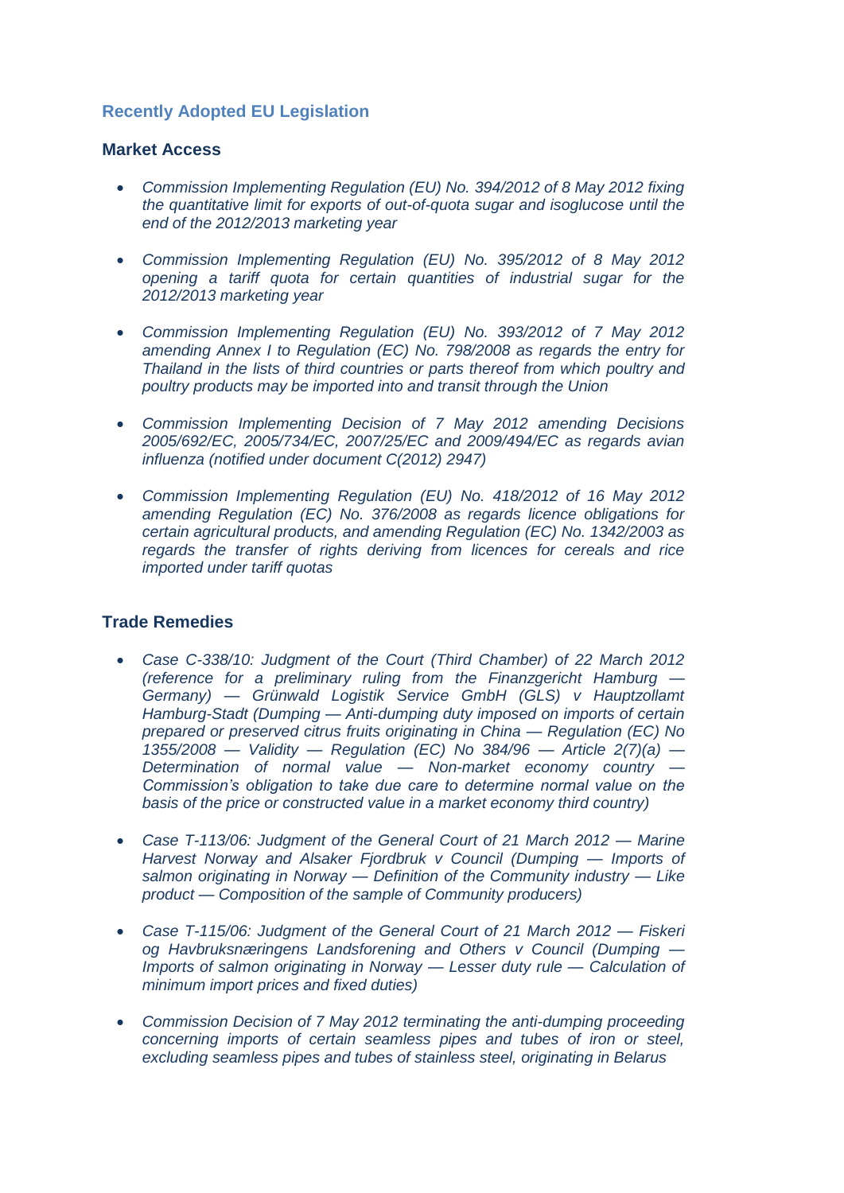## Recently Adopted EU Legislation

### Market Access

- *Commission Implementing Regulation (EU) No. 394/2012 of 8 May 2012 fixing the quantitative limit for exports of out-of-quota sugar and isoglucose until the end of the 2012/2013 marketing year*

- *Commission Implementing Regulation (EU) No. 395/2012 of 8 May 2012 opening a tariff quota for certain quantities of industrial sugar for the 2012/2013 marketing year*

- *Commission Implementing Regulation (EU) No. 393/2012 of 7 May 2012 amending Annex I to Regulation (EC) No. 798/2008 as regards the entry for Thailand in the lists of third countries or parts thereof from which poultry and poultry products may be imported into and transit through the Union*

- *Commission Implementing Decision of 7 May 2012 amending Decisions 2005/692/EC, 2005/734/EC, 2007/25/EC and 2009/494/EC as regards avian influenza (notified under document C(2012) 2947)*

- *Commission Implementing Regulation (EU) No. 418/2012 of 16 May 2012 amending Regulation (EC) No. 376/2008 as regards licence obligations for certain agricultural products, and amending Regulation (EC) No. 1342/2003 as regards the transfer of rights deriving from licences for cereals and rice imported under tariff quotas*

### Trade Remedies

- *Case C-338/10: Judgment of the Court (Third Chamber) of 22 March 2012 (reference for a preliminary ruling from the Finanzgericht Hamburg — Germany) — Grünwald Logistik Service GmbH (GLS) v Hauptzollamt Hamburg-Stadt (Dumping — Anti-dumping duty imposed on imports of certain prepared or preserved citrus fruits originating in China — Regulation (EC) No 1355/2008 — Validity — Regulation (EC) No 384/96 — Article 2(7)(a) — Determination of normal value — Non-market economy country — Commission's obligation to take due care to determine normal value on the basis of the price or constructed value in a market economy third country)*

- *Case T-113/06: Judgment of the General Court of 21 March 2012 — Marine Harvest Norway and Alsaker Fjordbruk v Council (Dumping — Imports of salmon originating in Norway — Definition of the Community industry — Like product — Composition of the sample of Community producers)*

- *Case T-115/06: Judgment of the General Court of 21 March 2012 — Fiskeri og Havbruksnæringens Landsforening and Others v Council (Dumping — Imports of salmon originating in Norway — Lesser duty rule — Calculation of minimum import prices and fixed duties)*

- *Commission Decision of 7 May 2012 terminating the anti-dumping proceeding concerning imports of certain seamless pipes and tubes of iron or steel, excluding seamless pipes and tubes of stainless steel, originating in Belarus*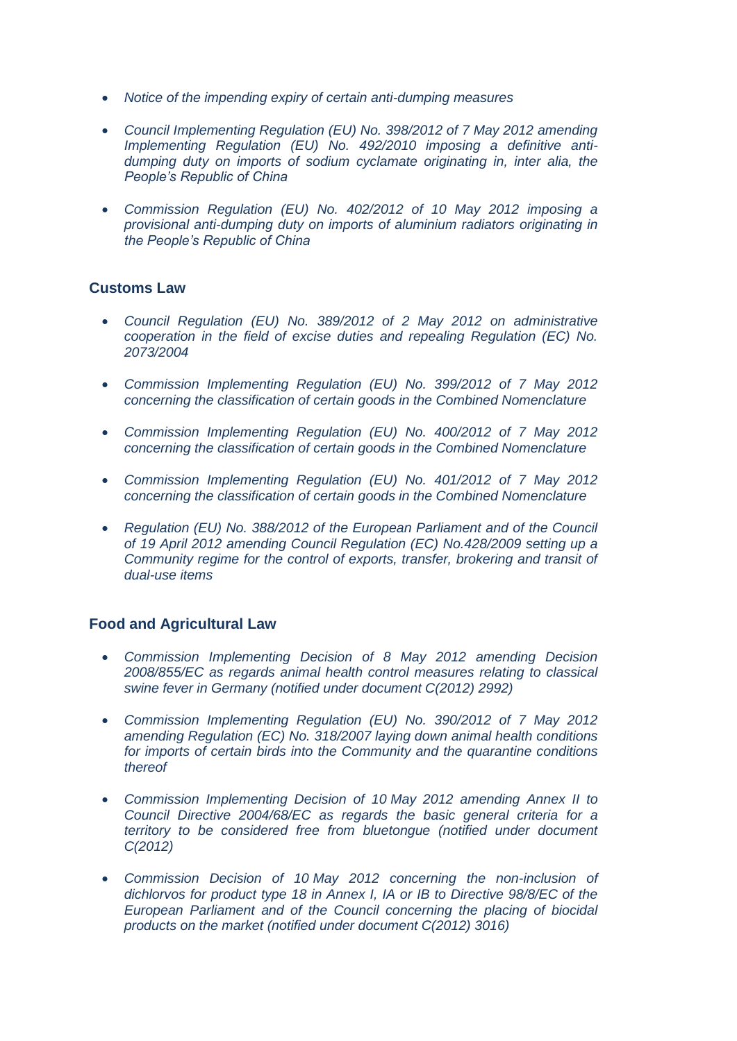- *Notice of the impending expiry of certain anti-dumping measures*

- *Council Implementing Regulation (EU) No. 398/2012 of 7 May 2012 amending Implementing Regulation (EU) No. 492/2010 imposing a definitive anti-dumping duty on imports of sodium cyclamate originating in, inter alia, the People's Republic of China*

- *Commission Regulation (EU) No. 402/2012 of 10 May 2012 imposing a provisional anti-dumping duty on imports of aluminium radiators originating in the People's Republic of China*

### Customs Law

- *Council Regulation (EU) No. 389/2012 of 2 May 2012 on administrative cooperation in the field of excise duties and repealing Regulation (EC) No. 2073/2004*

- *Commission Implementing Regulation (EU) No. 399/2012 of 7 May 2012 concerning the classification of certain goods in the Combined Nomenclature*

- *Commission Implementing Regulation (EU) No. 400/2012 of 7 May 2012 concerning the classification of certain goods in the Combined Nomenclature*

- *Commission Implementing Regulation (EU) No. 401/2012 of 7 May 2012 concerning the classification of certain goods in the Combined Nomenclature*

- *Regulation (EU) No. 388/2012 of the European Parliament and of the Council of 19 April 2012 amending Council Regulation (EC) No.428/2009 setting up a Community regime for the control of exports, transfer, brokering and transit of dual-use items*

### Food and Agricultural Law

- *Commission Implementing Decision of 8 May 2012 amending Decision 2008/855/EC as regards animal health control measures relating to classical swine fever in Germany (notified under document C(2012) 2992)*

- *Commission Implementing Regulation (EU) No. 390/2012 of 7 May 2012 amending Regulation (EC) No. 318/2007 laying down animal health conditions for imports of certain birds into the Community and the quarantine conditions thereof*

- *Commission Implementing Decision of 10 May 2012 amending Annex II to Council Directive 2004/68/EC as regards the basic general criteria for a territory to be considered free from bluetongue (notified under document C(2012)*

- *Commission Decision of 10 May 2012 concerning the non-inclusion of dichlorvos for product type 18 in Annex I, IA or IB to Directive 98/8/EC of the European Parliament and of the Council concerning the placing of biocidal products on the market (notified under document C(2012) 3016)*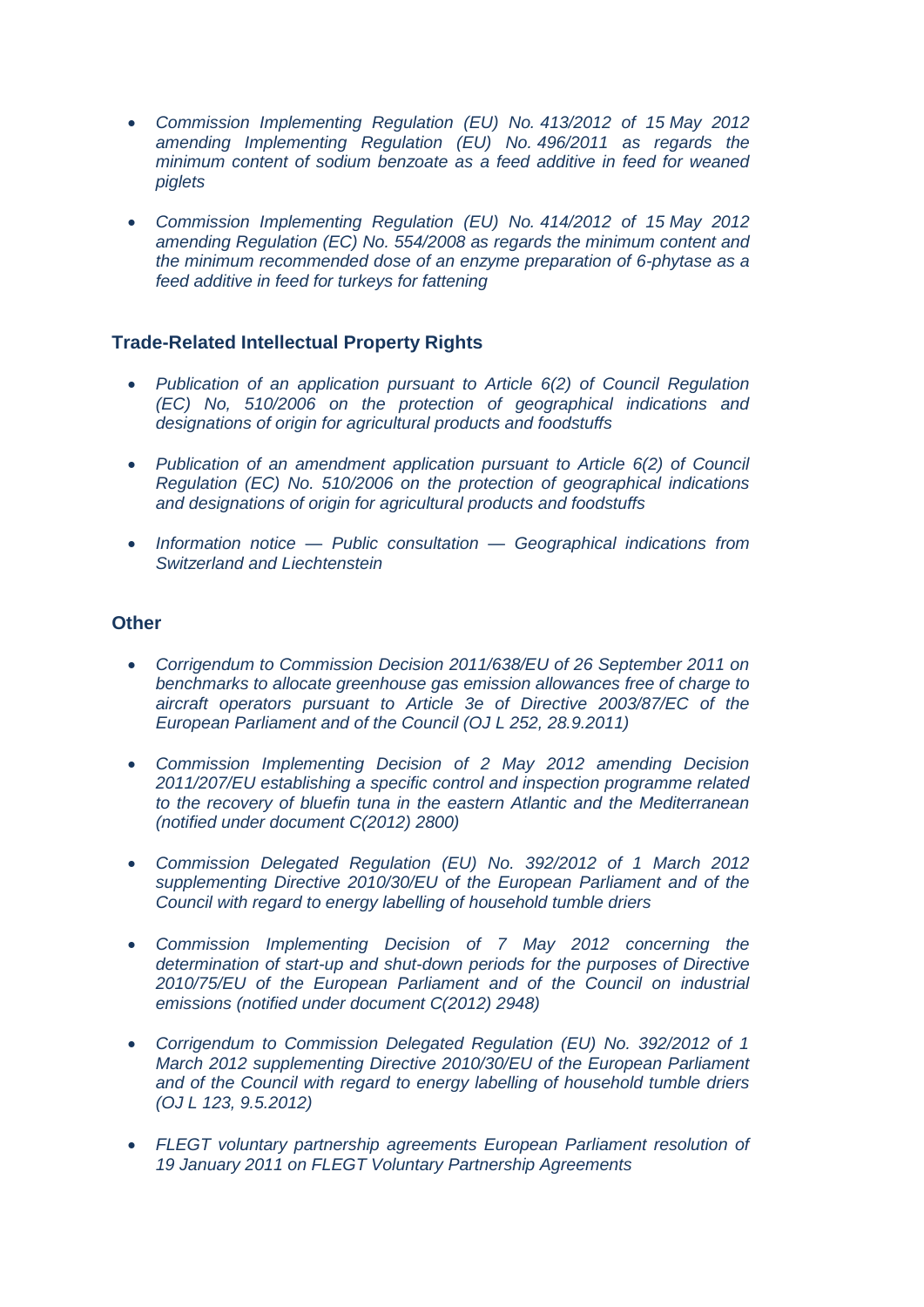- *Commission Implementing Regulation (EU) No. 413/2012 of 15 May 2012 amending Implementing Regulation (EU) No. 496/2011 as regards the minimum content of sodium benzoate as a feed additive in feed for weaned piglets*

- *Commission Implementing Regulation (EU) No. 414/2012 of 15 May 2012 amending Regulation (EC) No. 554/2008 as regards the minimum content and the minimum recommended dose of an enzyme preparation of 6-phytase as a feed additive in feed for turkeys for fattening*

### Trade-Related Intellectual Property Rights

- *Publication of an application pursuant to Article 6(2) of Council Regulation (EC) No, 510/2006 on the protection of geographical indications and designations of origin for agricultural products and foodstuffs*

- *Publication of an amendment application pursuant to Article 6(2) of Council Regulation (EC) No. 510/2006 on the protection of geographical indications and designations of origin for agricultural products and foodstuffs*

- *Information notice — Public consultation — Geographical indications from Switzerland and Liechtenstein*

### Other

- *Corrigendum to Commission Decision 2011/638/EU of 26 September 2011 on benchmarks to allocate greenhouse gas emission allowances free of charge to aircraft operators pursuant to Article 3e of Directive 2003/87/EC of the European Parliament and of the Council (OJ L 252, 28.9.2011)*

- *Commission Implementing Decision of 2 May 2012 amending Decision 2011/207/EU establishing a specific control and inspection programme related to the recovery of bluefin tuna in the eastern Atlantic and the Mediterranean (notified under document C(2012) 2800)*

- *Commission Delegated Regulation (EU) No. 392/2012 of 1 March 2012 supplementing Directive 2010/30/EU of the European Parliament and of the Council with regard to energy labelling of household tumble driers*

- *Commission Implementing Decision of 7 May 2012 concerning the determination of start-up and shut-down periods for the purposes of Directive 2010/75/EU of the European Parliament and of the Council on industrial emissions (notified under document C(2012) 2948)*

- *Corrigendum to Commission Delegated Regulation (EU) No. 392/2012 of 1 March 2012 supplementing Directive 2010/30/EU of the European Parliament and of the Council with regard to energy labelling of household tumble driers (OJ L 123, 9.5.2012)*

- *FLEGT voluntary partnership agreements European Parliament resolution of 19 January 2011 on FLEGT Voluntary Partnership Agreements*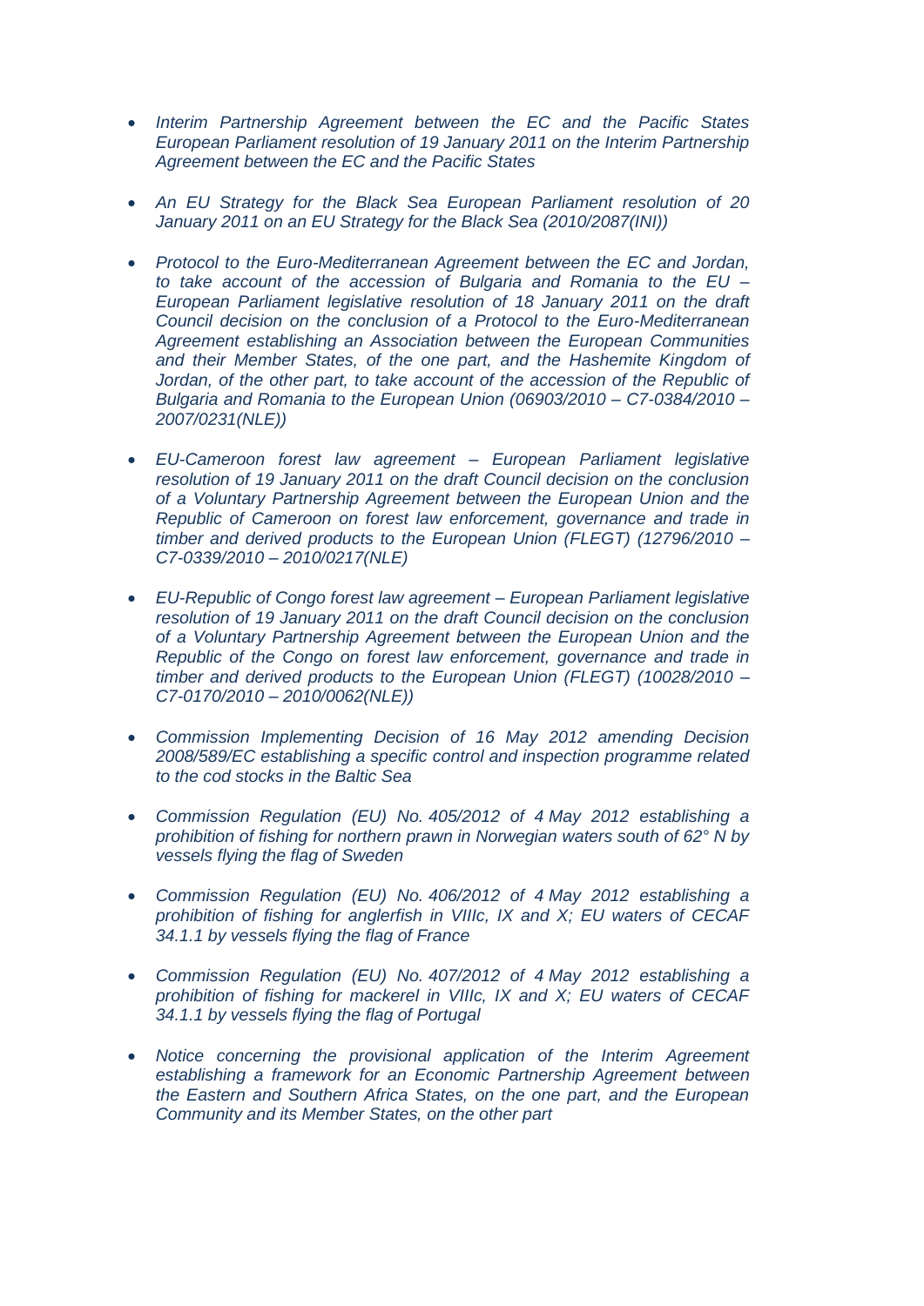- *Interim Partnership Agreement between the EC and the Pacific States European Parliament resolution of 19 January 2011 on the Interim Partnership Agreement between the EC and the Pacific States*

- *An EU Strategy for the Black Sea European Parliament resolution of 20 January 2011 on an EU Strategy for the Black Sea (2010/2087(INI))*

- *Protocol to the Euro-Mediterranean Agreement between the EC and Jordan, to take account of the accession of Bulgaria and Romania to the EU – European Parliament legislative resolution of 18 January 2011 on the draft Council decision on the conclusion of a Protocol to the Euro-Mediterranean Agreement establishing an Association between the European Communities and their Member States, of the one part, and the Hashemite Kingdom of Jordan, of the other part, to take account of the accession of the Republic of Bulgaria and Romania to the European Union (06903/2010 – C7-0384/2010 – 2007/0231(NLE))*

- *EU-Cameroon forest law agreement – European Parliament legislative resolution of 19 January 2011 on the draft Council decision on the conclusion of a Voluntary Partnership Agreement between the European Union and the Republic of Cameroon on forest law enforcement, governance and trade in timber and derived products to the European Union (FLEGT) (12796/2010 – C7-0339/2010 – 2010/0217(NLE)*

- *EU-Republic of Congo forest law agreement – European Parliament legislative resolution of 19 January 2011 on the draft Council decision on the conclusion of a Voluntary Partnership Agreement between the European Union and the Republic of the Congo on forest law enforcement, governance and trade in timber and derived products to the European Union (FLEGT) (10028/2010 – C7-0170/2010 – 2010/0062(NLE))*

- *Commission Implementing Decision of 16 May 2012 amending Decision 2008/589/EC establishing a specific control and inspection programme related to the cod stocks in the Baltic Sea*

- *Commission Regulation (EU) No. 405/2012 of 4 May 2012 establishing a prohibition of fishing for northern prawn in Norwegian waters south of 62° N by vessels flying the flag of Sweden*

- *Commission Regulation (EU) No. 406/2012 of 4 May 2012 establishing a prohibition of fishing for anglerfish in VIIIc, IX and X; EU waters of CECAF 34.1.1 by vessels flying the flag of France*

- *Commission Regulation (EU) No. 407/2012 of 4 May 2012 establishing a prohibition of fishing for mackerel in VIIIc, IX and X; EU waters of CECAF 34.1.1 by vessels flying the flag of Portugal*

- *Notice concerning the provisional application of the Interim Agreement establishing a framework for an Economic Partnership Agreement between the Eastern and Southern Africa States, on the one part, and the European Community and its Member States, on the other part*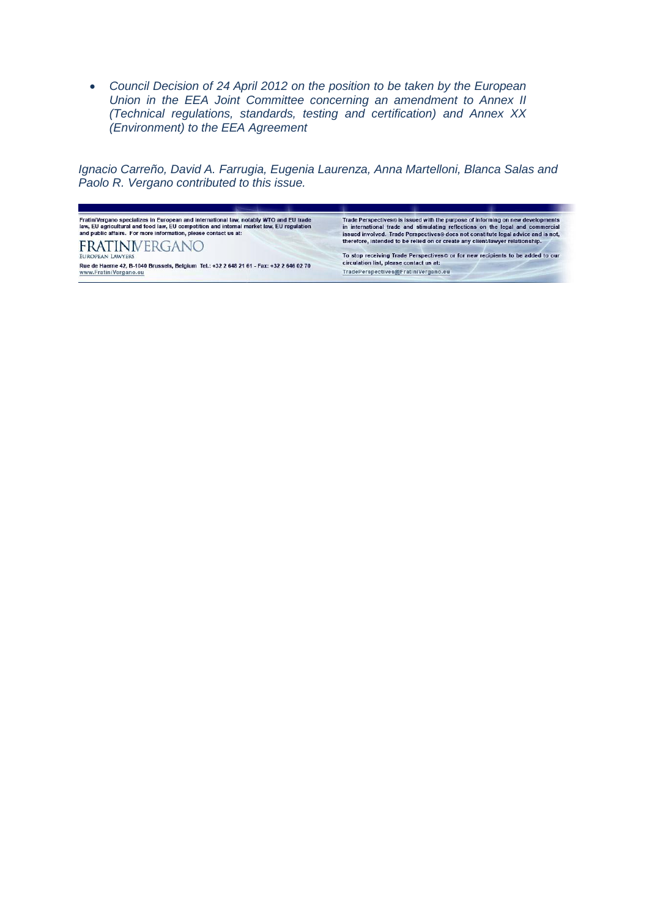- *Council Decision of 24 April 2012 on the position to be taken by the European Union in the EEA Joint Committee concerning an amendment to Annex II (Technical regulations, standards, testing and certification) and Annex XX (Environment) to the EEA Agreement*

*Ignacio Carreño, David A. Farrugia, Eugenia Laurenza, Anna Martelloni, Blanca Salas and Paolo R. Vergano contributed to this issue.*

FratiniVergano specializes in European and international law, notably WTO and EU trade law, EU agricultural and food law, EU competition and internal market law, EU regulation and public affairs. For more information, please contact us at:

FRATINIVERGANO
EUROPEAN LAWYERS

Rue de Haerne 42, B-1040 Brussels, Belgium Tel.: +32 2 648 21 61 - Fax: +32 2 646 02 70
www.FratiniVergano.eu

Trade Perspectives© is issued with the purpose of informing on new developments in international trade and stimulating reflections on the legal and commercial issued involved. Trade Perspectives© does not constitute legal advice and is not, therefore, intended to be relied on or create any client/lawyer relationship.

To stop receiving Trade Perspectives© or for new recipients to be added to our circulation list, please contact us at:
TradePerspectives@FratiniVergano.eu